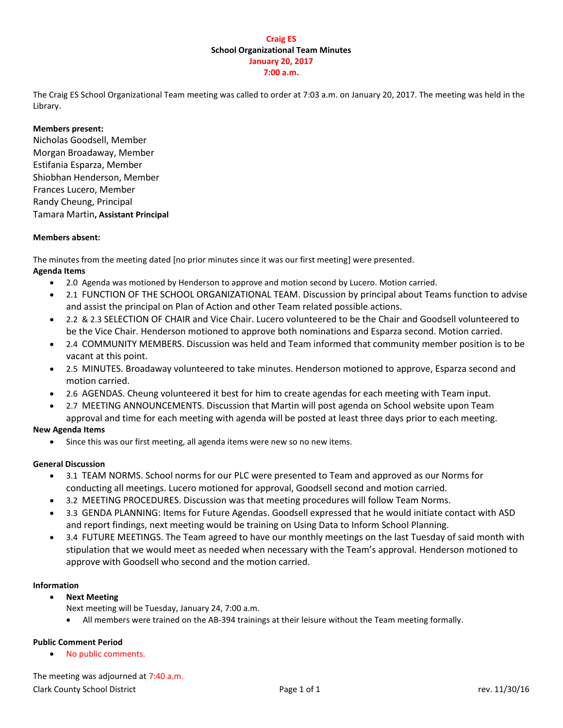**Craig ES**
**School Organizational Team Minutes**
**January 20, 2017**
**7:00 a.m.**

The Craig ES School Organizational Team meeting was called to order at 7:03 a.m. on January 20, 2017. The meeting was held in the Library.

**Members present:**
Nicholas Goodsell, Member
Morgan Broadaway, Member
Estifania Esparza, Member
Shiobhan Henderson, Member
Frances Lucero, Member
Randy Cheung, Principal
Tamara Martin**, Assistant Principal**

**Members absent:**

The minutes from the meeting dated [no prior minutes since it was our first meeting] were presented.

**Agenda Items**

- 2.0 Agenda was motioned by Henderson to approve and motion second by Lucero. Motion carried.
- 2.1 FUNCTION OF THE SCHOOL ORGANIZATIONAL TEAM. Discussion by principal about Teams function to advise and assist the principal on Plan of Action and other Team related possible actions.
- 2.2 & 2.3 SELECTION OF CHAIR and Vice Chair. Lucero volunteered to be the Chair and Goodsell volunteered to be the Vice Chair. Henderson motioned to approve both nominations and Esparza second. Motion carried.
- 2.4 COMMUNITY MEMBERS. Discussion was held and Team informed that community member position is to be vacant at this point.
- 2.5 MINUTES. Broadaway volunteered to take minutes. Henderson motioned to approve, Esparza second and motion carried.
- 2.6 AGENDAS. Cheung volunteered it best for him to create agendas for each meeting with Team input.
- 2.7 MEETING ANNOUNCEMENTS. Discussion that Martin will post agenda on School website upon Team approval and time for each meeting with agenda will be posted at least three days prior to each meeting.

**New Agenda Items**

- Since this was our first meeting, all agenda items were new so no new items.

**General Discussion**

- 3.1 TEAM NORMS. School norms for our PLC were presented to Team and approved as our Norms for conducting all meetings. Lucero motioned for approval, Goodsell second and motion carried.
- 3.2 MEETING PROCEDURES. Discussion was that meeting procedures will follow Team Norms.
- 3.3 GENDA PLANNING: Items for Future Agendas. Goodsell expressed that he would initiate contact with ASD and report findings, next meeting would be training on Using Data to Inform School Planning.
- 3.4 FUTURE MEETINGS. The Team agreed to have our monthly meetings on the last Tuesday of said month with stipulation that we would meet as needed when necessary with the Team's approval. Henderson motioned to approve with Goodsell who second and the motion carried.

**Information**

- **Next Meeting**
  Next meeting will be Tuesday, January 24, 7:00 a.m.
  - All members were trained on the AB-394 trainings at their leisure without the Team meeting formally.

**Public Comment Period**

- No public comments.

The meeting was adjourned at 7:40 a.m.

Clark County School District rev. 11/30/16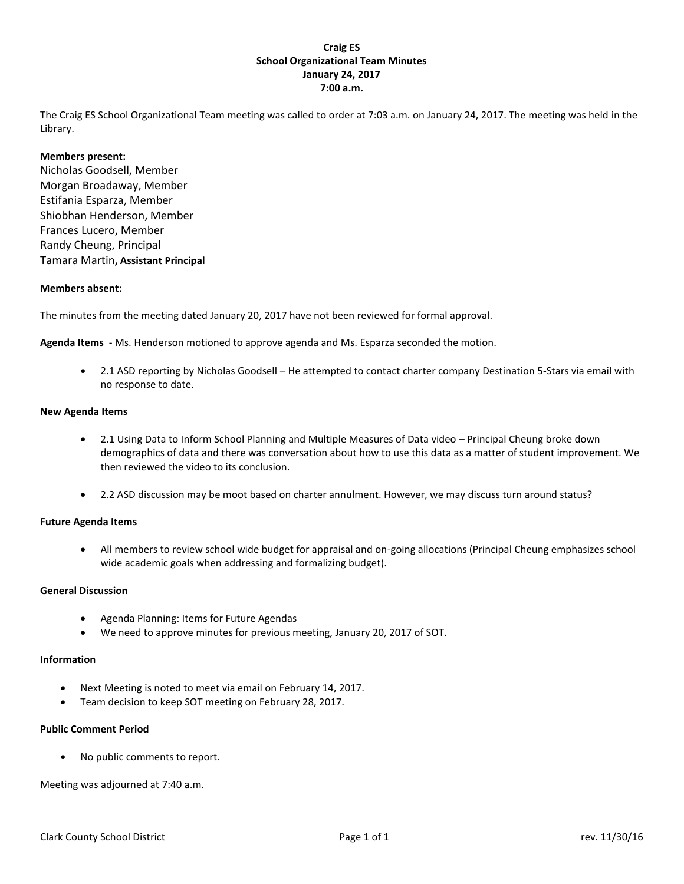**Craig ES**
**School Organizational Team Minutes**
**January 24, 2017**
**7:00 a.m.**

The Craig ES School Organizational Team meeting was called to order at 7:03 a.m. on January 24, 2017. The meeting was held in the Library.

**Members present:**
Nicholas Goodsell, Member
Morgan Broadaway, Member
Estifania Esparza, Member
Shiobhan Henderson, Member
Frances Lucero, Member
Randy Cheung, Principal
Tamara Martin**, Assistant Principal**

**Members absent:**

The minutes from the meeting dated January 20, 2017 have not been reviewed for formal approval.

**Agenda Items** - Ms. Henderson motioned to approve agenda and Ms. Esparza seconded the motion.

- 2.1 ASD reporting by Nicholas Goodsell – He attempted to contact charter company Destination 5-Stars via email with no response to date.

**New Agenda Items**

- 2.1 Using Data to Inform School Planning and Multiple Measures of Data video – Principal Cheung broke down demographics of data and there was conversation about how to use this data as a matter of student improvement. We then reviewed the video to its conclusion.

- 2.2 ASD discussion may be moot based on charter annulment. However, we may discuss turn around status?

**Future Agenda Items**

- All members to review school wide budget for appraisal and on-going allocations (Principal Cheung emphasizes school wide academic goals when addressing and formalizing budget).

**General Discussion**

- Agenda Planning: Items for Future Agendas
- We need to approve minutes for previous meeting, January 20, 2017 of SOT.

**Information**

- Next Meeting is noted to meet via email on February 14, 2017.
- Team decision to keep SOT meeting on February 28, 2017.

**Public Comment Period**

- No public comments to report.

Meeting was adjourned at 7:40 a.m.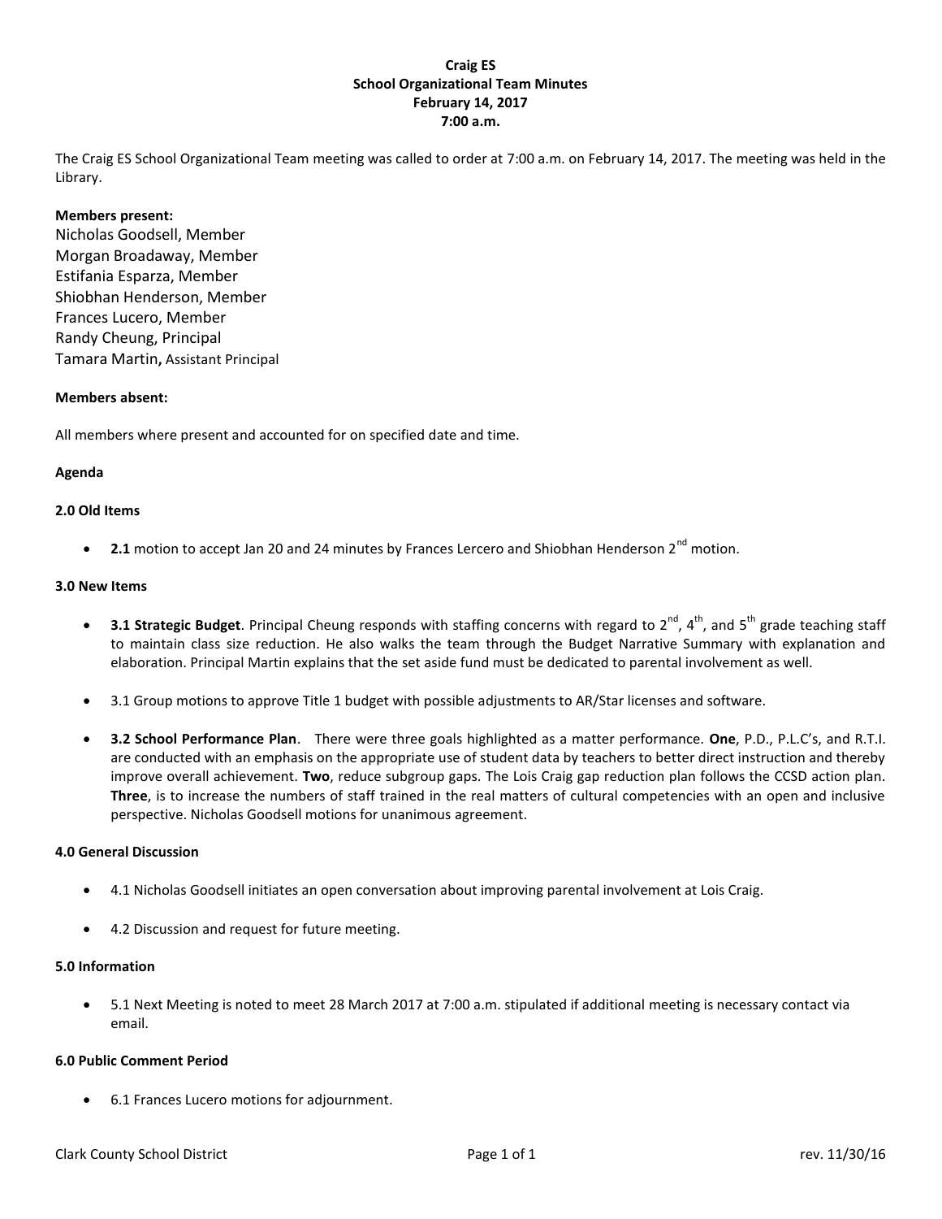**Craig ES**
**School Organizational Team Minutes**
**February 14, 2017**
**7:00 a.m.**

The Craig ES School Organizational Team meeting was called to order at 7:00 a.m. on February 14, 2017. The meeting was held in the Library.

**Members present:**

Nicholas Goodsell, Member
Morgan Broadaway, Member
Estifania Esparza, Member
Shiobhan Henderson, Member
Frances Lucero, Member
Randy Cheung, Principal
Tamara Martin, Assistant Principal

**Members absent:**

All members where present and accounted for on specified date and time.

**Agenda**

**2.0 Old Items**

- **2.1** motion to accept Jan 20 and 24 minutes by Frances Lercero and Shiobhan Henderson 2nd motion.

**3.0 New Items**

- **3.1 Strategic Budget**. Principal Cheung responds with staffing concerns with regard to 2nd, 4th, and 5th grade teaching staff to maintain class size reduction. He also walks the team through the Budget Narrative Summary with explanation and elaboration. Principal Martin explains that the set aside fund must be dedicated to parental involvement as well.
- 3.1 Group motions to approve Title 1 budget with possible adjustments to AR/Star licenses and software.
- **3.2 School Performance Plan**. There were three goals highlighted as a matter performance. **One**, P.D., P.L.C's, and R.T.I. are conducted with an emphasis on the appropriate use of student data by teachers to better direct instruction and thereby improve overall achievement. **Two**, reduce subgroup gaps. The Lois Craig gap reduction plan follows the CCSD action plan. **Three**, is to increase the numbers of staff trained in the real matters of cultural competencies with an open and inclusive perspective. Nicholas Goodsell motions for unanimous agreement.

**4.0 General Discussion**

- 4.1 Nicholas Goodsell initiates an open conversation about improving parental involvement at Lois Craig.
- 4.2 Discussion and request for future meeting.

**5.0 Information**

- 5.1 Next Meeting is noted to meet 28 March 2017 at 7:00 a.m. stipulated if additional meeting is necessary contact via email.

**6.0 Public Comment Period**

- 6.1 Frances Lucero motions for adjournment.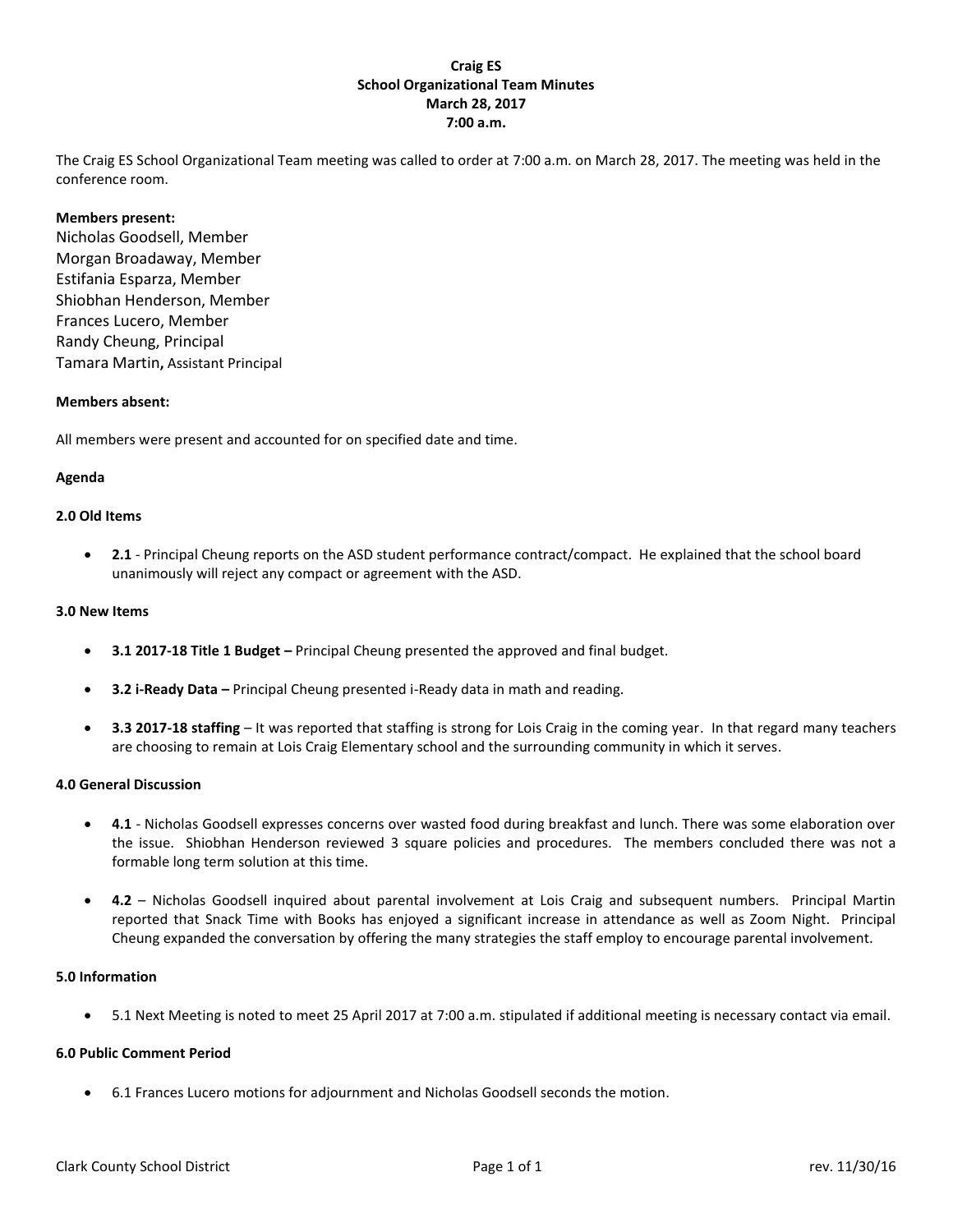**Craig ES**
**School Organizational Team Minutes**
**March 28, 2017**
**7:00 a.m.**

The Craig ES School Organizational Team meeting was called to order at 7:00 a.m. on March 28, 2017. The meeting was held in the conference room.

**Members present:**

Nicholas Goodsell, Member
Morgan Broadaway, Member
Estifania Esparza, Member
Shiobhan Henderson, Member
Frances Lucero, Member
Randy Cheung, Principal
Tamara Martin**,** Assistant Principal

**Members absent:**

All members were present and accounted for on specified date and time.

**Agenda**

**2.0 Old Items**

- **2.1** - Principal Cheung reports on the ASD student performance contract/compact. He explained that the school board unanimously will reject any compact or agreement with the ASD.

**3.0 New Items**

- **3.1 2017-18 Title 1 Budget –** Principal Cheung presented the approved and final budget.
- **3.2 i-Ready Data –** Principal Cheung presented i-Ready data in math and reading.
- **3.3 2017-18 staffing** – It was reported that staffing is strong for Lois Craig in the coming year. In that regard many teachers are choosing to remain at Lois Craig Elementary school and the surrounding community in which it serves.

**4.0 General Discussion**

- **4.1** - Nicholas Goodsell expresses concerns over wasted food during breakfast and lunch. There was some elaboration over the issue. Shiobhan Henderson reviewed 3 square policies and procedures. The members concluded there was not a formable long term solution at this time.
- **4.2** – Nicholas Goodsell inquired about parental involvement at Lois Craig and subsequent numbers. Principal Martin reported that Snack Time with Books has enjoyed a significant increase in attendance as well as Zoom Night. Principal Cheung expanded the conversation by offering the many strategies the staff employ to encourage parental involvement.

**5.0 Information**

- 5.1 Next Meeting is noted to meet 25 April 2017 at 7:00 a.m. stipulated if additional meeting is necessary contact via email.

**6.0 Public Comment Period**

- 6.1 Frances Lucero motions for adjournment and Nicholas Goodsell seconds the motion.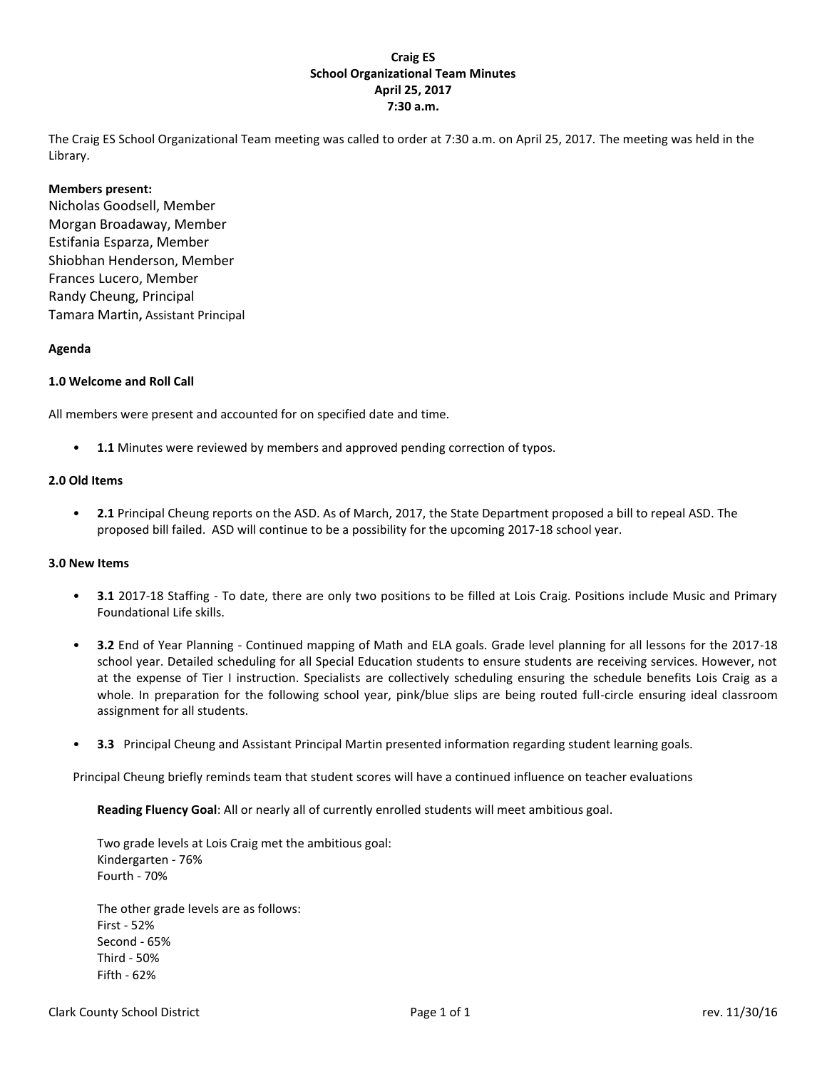**Craig ES**
**School Organizational Team Minutes**
**April 25, 2017**
**7:30 a.m.**

The Craig ES School Organizational Team meeting was called to order at 7:30 a.m. on April 25, 2017. The meeting was held in the Library.

**Members present:**
Nicholas Goodsell, Member
Morgan Broadaway, Member
Estifania Esparza, Member
Shiobhan Henderson, Member
Frances Lucero, Member
Randy Cheung, Principal
Tamara Martin, Assistant Principal

**Agenda**

**1.0 Welcome and Roll Call**

All members were present and accounted for on specified date and time.

- **1.1** Minutes were reviewed by members and approved pending correction of typos.

**2.0 Old Items**

- **2.1** Principal Cheung reports on the ASD. As of March, 2017, the State Department proposed a bill to repeal ASD. The proposed bill failed. ASD will continue to be a possibility for the upcoming 2017-18 school year.

**3.0 New Items**

- **3.1** 2017-18 Staffing - To date, there are only two positions to be filled at Lois Craig. Positions include Music and Primary Foundational Life skills.

- **3.2** End of Year Planning - Continued mapping of Math and ELA goals. Grade level planning for all lessons for the 2017-18 school year. Detailed scheduling for all Special Education students to ensure students are receiving services. However, not at the expense of Tier I instruction. Specialists are collectively scheduling ensuring the schedule benefits Lois Craig as a whole. In preparation for the following school year, pink/blue slips are being routed full-circle ensuring ideal classroom assignment for all students.

- **3.3** Principal Cheung and Assistant Principal Martin presented information regarding student learning goals.

Principal Cheung briefly reminds team that student scores will have a continued influence on teacher evaluations

**Reading Fluency Goal**: All or nearly all of currently enrolled students will meet ambitious goal.

Two grade levels at Lois Craig met the ambitious goal:
Kindergarten - 76%
Fourth - 70%

The other grade levels are as follows:
First - 52%
Second - 65%
Third - 50%
Fifth - 62%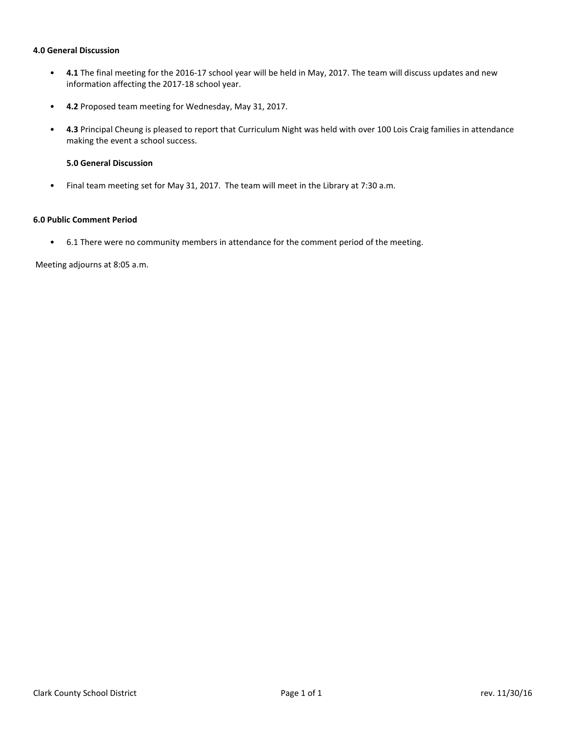**4.0 General Discussion**

- **4.1** The final meeting for the 2016-17 school year will be held in May, 2017. The team will discuss updates and new information affecting the 2017-18 school year.

- **4.2** Proposed team meeting for Wednesday, May 31, 2017.

- **4.3** Principal Cheung is pleased to report that Curriculum Night was held with over 100 Lois Craig families in attendance making the event a school success.

  **5.0 General Discussion**

- Final team meeting set for May 31, 2017. The team will meet in the Library at 7:30 a.m.

**6.0 Public Comment Period**

- 6.1 There were no community members in attendance for the comment period of the meeting.

Meeting adjourns at 8:05 a.m.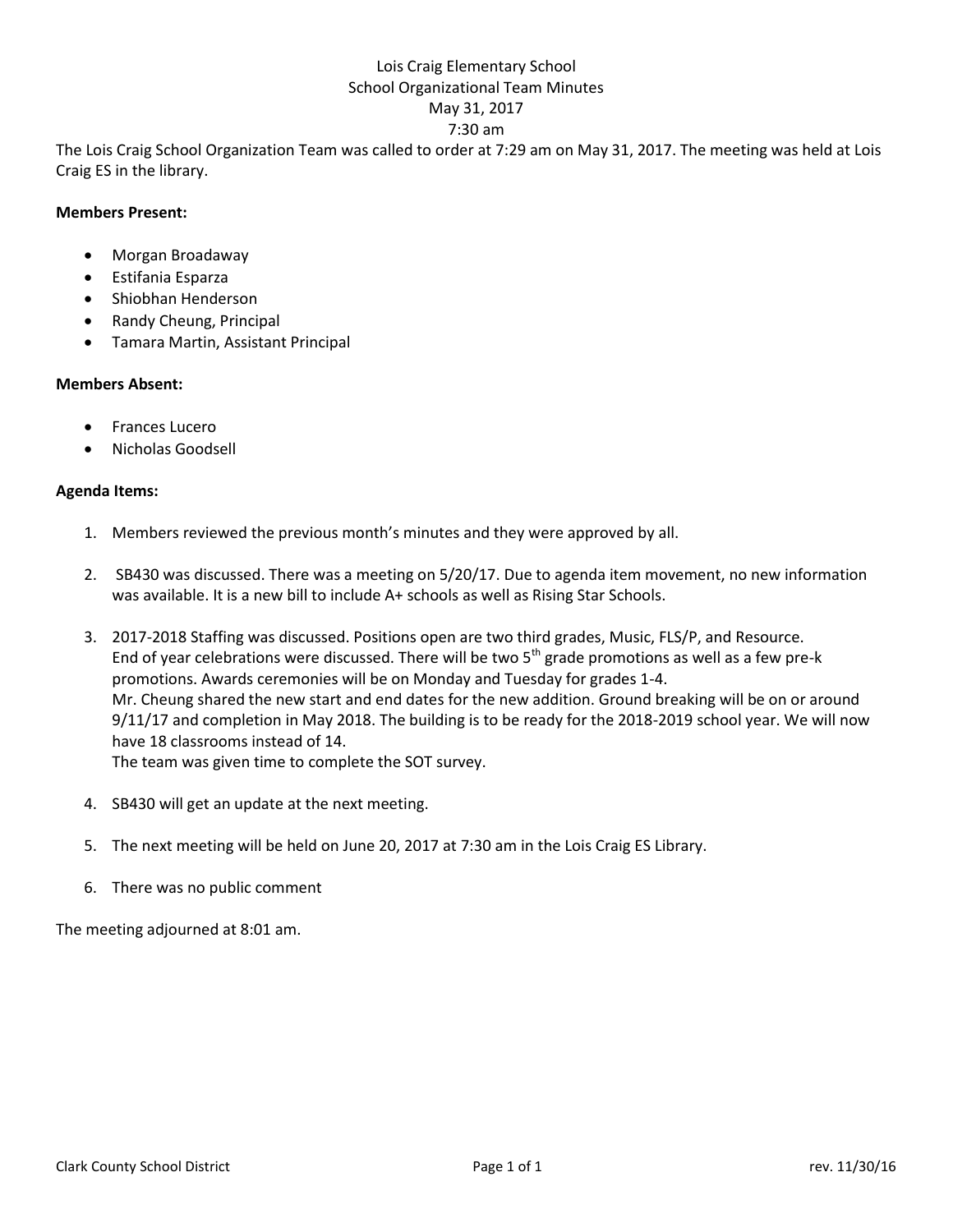Lois Craig Elementary School
School Organizational Team Minutes
May 31, 2017
7:30 am

The Lois Craig School Organization Team was called to order at 7:29 am on May 31, 2017. The meeting was held at Lois Craig ES in the library.

**Members Present:**

- Morgan Broadaway
- Estifania Esparza
- Shiobhan Henderson
- Randy Cheung, Principal
- Tamara Martin, Assistant Principal

**Members Absent:**

- Frances Lucero
- Nicholas Goodsell

**Agenda Items:**

1. Members reviewed the previous month's minutes and they were approved by all.

2. SB430 was discussed. There was a meeting on 5/20/17. Due to agenda item movement, no new information was available. It is a new bill to include A+ schools as well as Rising Star Schools.

3. 2017-2018 Staffing was discussed. Positions open are two third grades, Music, FLS/P, and Resource.
   End of year celebrations were discussed. There will be two 5th grade promotions as well as a few pre-k promotions. Awards ceremonies will be on Monday and Tuesday for grades 1-4.
   Mr. Cheung shared the new start and end dates for the new addition. Ground breaking will be on or around 9/11/17 and completion in May 2018. The building is to be ready for the 2018-2019 school year. We will now have 18 classrooms instead of 14.
   The team was given time to complete the SOT survey.

4. SB430 will get an update at the next meeting.

5. The next meeting will be held on June 20, 2017 at 7:30 am in the Lois Craig ES Library.

6. There was no public comment

The meeting adjourned at 8:01 am.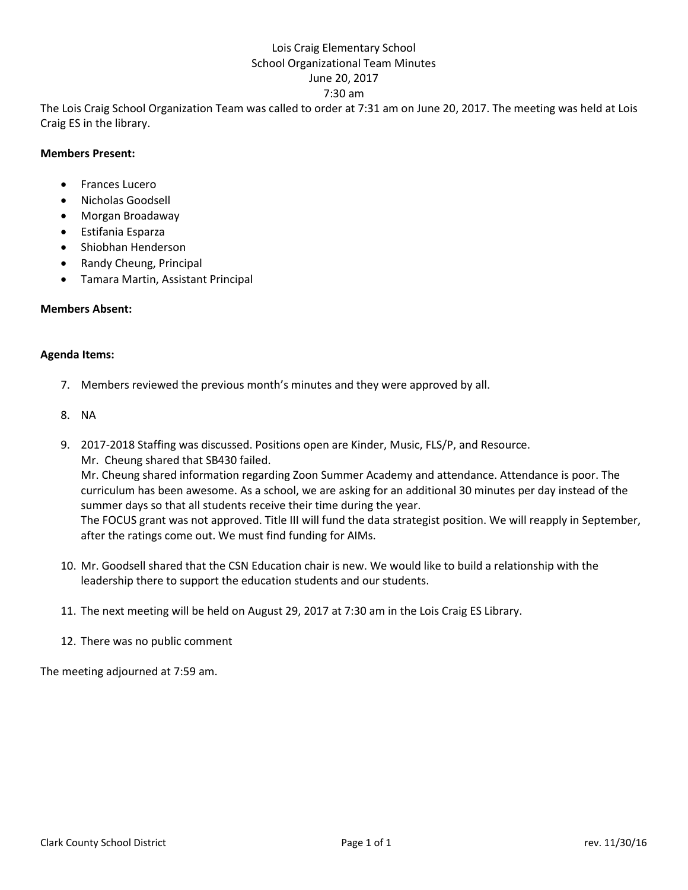Lois Craig Elementary School
School Organizational Team Minutes
June 20, 2017
7:30 am

The Lois Craig School Organization Team was called to order at 7:31 am on June 20, 2017. The meeting was held at Lois Craig ES in the library.

**Members Present:**

- Frances Lucero
- Nicholas Goodsell
- Morgan Broadaway
- Estifania Esparza
- Shiobhan Henderson
- Randy Cheung, Principal
- Tamara Martin, Assistant Principal

**Members Absent:**

**Agenda Items:**

7. Members reviewed the previous month's minutes and they were approved by all.

8. NA

9. 2017-2018 Staffing was discussed. Positions open are Kinder, Music, FLS/P, and Resource.
   Mr. Cheung shared that SB430 failed.
   Mr. Cheung shared information regarding Zoon Summer Academy and attendance. Attendance is poor. The curriculum has been awesome. As a school, we are asking for an additional 30 minutes per day instead of the summer days so that all students receive their time during the year.
   The FOCUS grant was not approved. Title III will fund the data strategist position. We will reapply in September, after the ratings come out. We must find funding for AIMs.

10. Mr. Goodsell shared that the CSN Education chair is new. We would like to build a relationship with the leadership there to support the education students and our students.

11. The next meeting will be held on August 29, 2017 at 7:30 am in the Lois Craig ES Library.

12. There was no public comment

The meeting adjourned at 7:59 am.